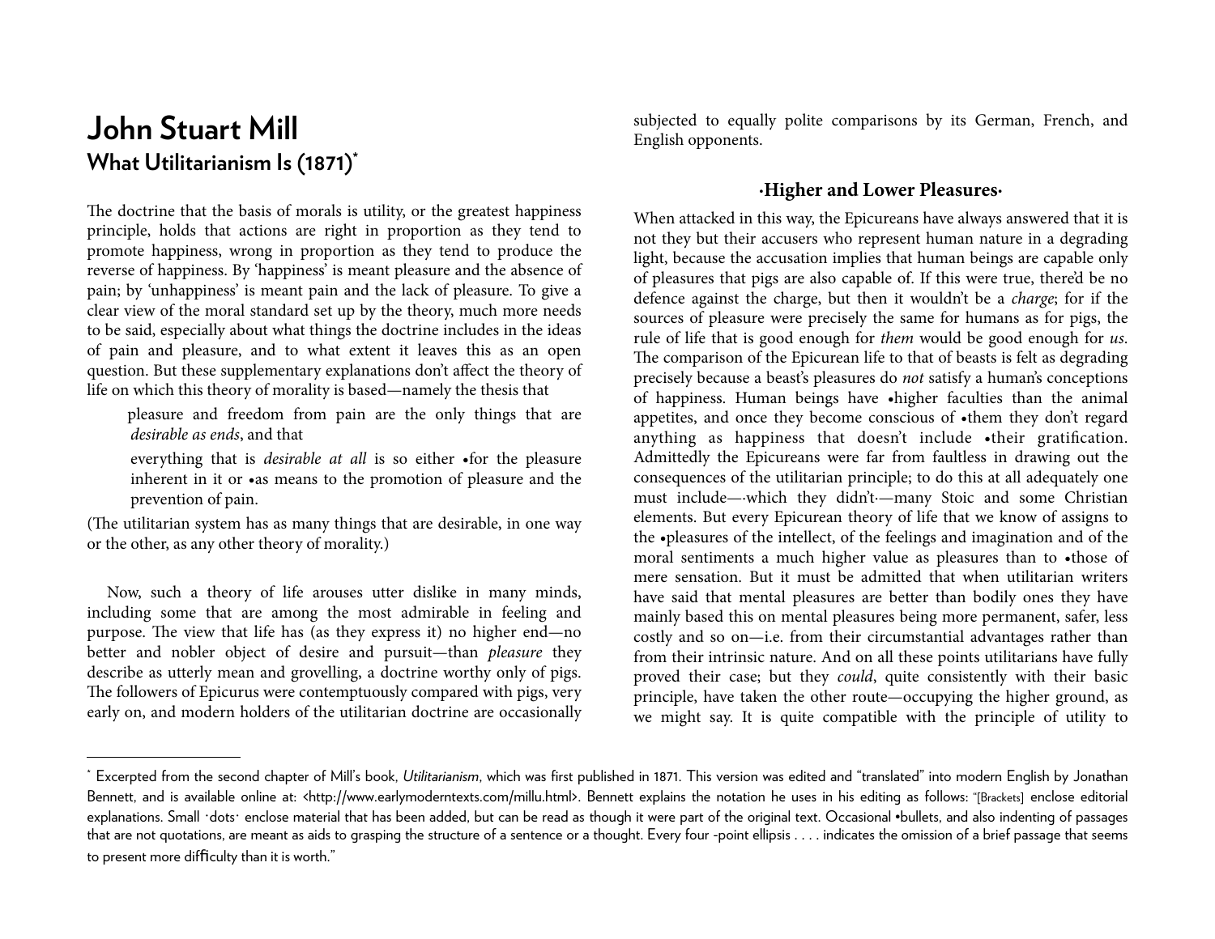# John Stuart Mill

## What Utilitarianism Is (1871)*

The doctrine that the basis of morals is utility, or the greatest happiness principle, holds that actions are right in proportion as they tend to promote happiness, wrong in proportion as they tend to produce the reverse of happiness. By 'happiness' is meant pleasure and the absence of pain; by 'unhappiness' is meant pain and the lack of pleasure. To give a clear view of the moral standard set up by the theory, much more needs to be said, especially about what things the doctrine includes in the ideas of pain and pleasure, and to what extent it leaves this as an open question. But these supplementary explanations don't affect the theory of life on which this theory of morality is based—namely the thesis that

> pleasure and freedom from pain are the only things that are *desirable as ends*, and that
>
> everything that is *desirable at all* is so either •for the pleasure inherent in it or •as means to the promotion of pleasure and the prevention of pain.

(The utilitarian system has as many things that are desirable, in one way or the other, as any other theory of morality.)

Now, such a theory of life arouses utter dislike in many minds, including some that are among the most admirable in feeling and purpose. The view that life has (as they express it) no higher end—no better and nobler object of desire and pursuit—than *pleasure* they describe as utterly mean and grovelling, a doctrine worthy only of pigs. The followers of Epicurus were contemptuously compared with pigs, very early on, and modern holders of the utilitarian doctrine are occasionally subjected to equally polite comparisons by its German, French, and English opponents.

### ·Higher and Lower Pleasures·

When attacked in this way, the Epicureans have always answered that it is not they but their accusers who represent human nature in a degrading light, because the accusation implies that human beings are capable only of pleasures that pigs are also capable of. If this were true, there'd be no defence against the charge, but then it wouldn't be a *charge*; for if the sources of pleasure were precisely the same for humans as for pigs, the rule of life that is good enough for *them* would be good enough for *us*. The comparison of the Epicurean life to that of beasts is felt as degrading precisely because a beast's pleasures do *not* satisfy a human's conceptions of happiness. Human beings have •higher faculties than the animal appetites, and once they become conscious of •them they don't regard anything as happiness that doesn't include •their gratification. Admittedly the Epicureans were far from faultless in drawing out the consequences of the utilitarian principle; to do this at all adequately one must include—·which they didn't·—many Stoic and some Christian elements. But every Epicurean theory of life that we know of assigns to the •pleasures of the intellect, of the feelings and imagination and of the moral sentiments a much higher value as pleasures than to •those of mere sensation. But it must be admitted that when utilitarian writers have said that mental pleasures are better than bodily ones they have mainly based this on mental pleasures being more permanent, safer, less costly and so on—i.e. from their circumstantial advantages rather than from their intrinsic nature. And on all these points utilitarians have fully proved their case; but they *could*, quite consistently with their basic principle, have taken the other route—occupying the higher ground, as we might say. It is quite compatible with the principle of utility to

---

* Excerpted from the second chapter of Mill's book, *Utilitarianism*, which was first published in 1871. This version was edited and "translated" into modern English by Jonathan Bennett, and is available online at: <http://www.earlymoderntexts.com/millu.html>. Bennett explains the notation he uses in his editing as follows: "[Brackets] enclose editorial explanations. Small ·dots· enclose material that has been added, but can be read as though it were part of the original text. Occasional •bullets, and also indenting of passages that are not quotations, are meant as aids to grasping the structure of a sentence or a thought. Every four -point ellipsis . . . . indicates the omission of a brief passage that seems to present more difficulty than it is worth."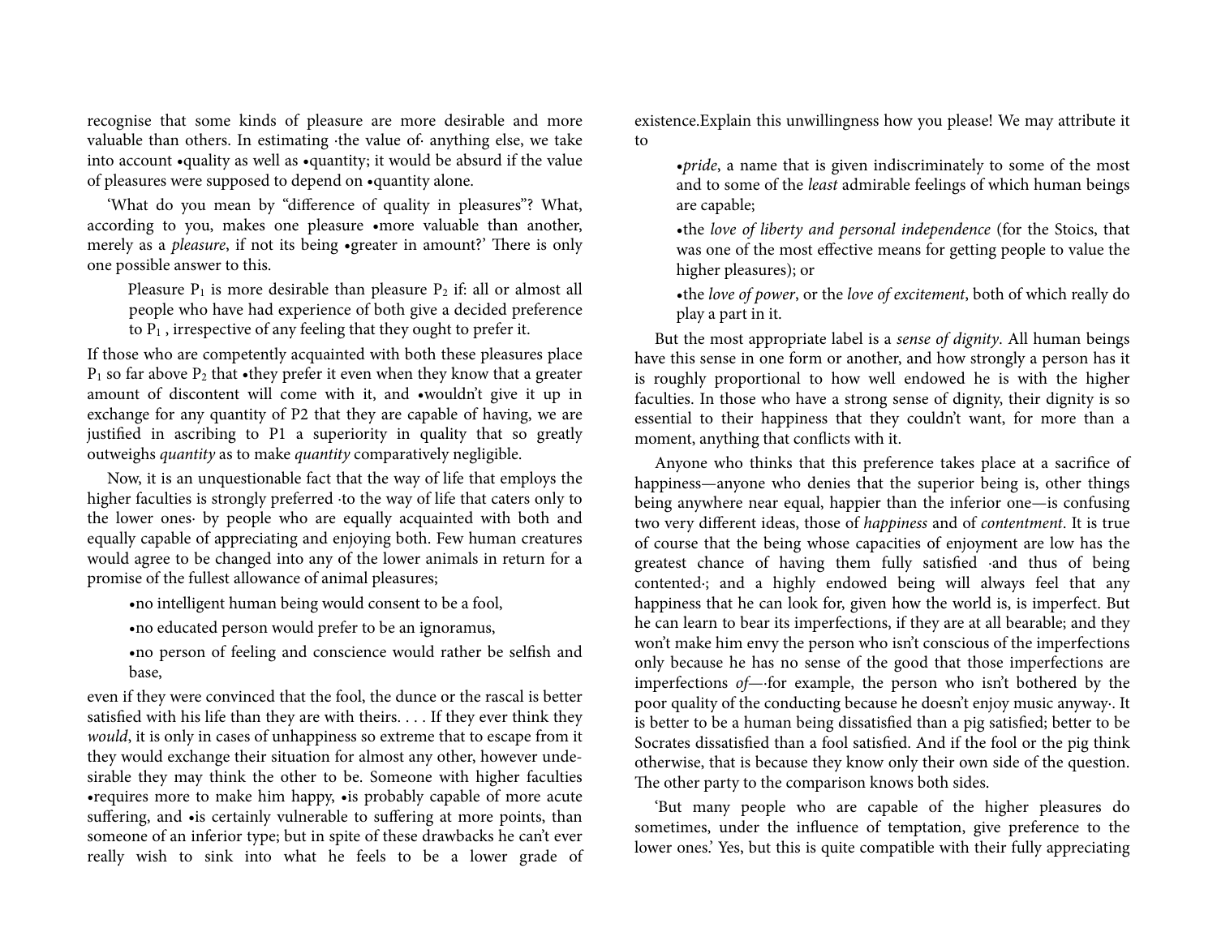recognise that some kinds of pleasure are more desirable and more valuable than others. In estimating ·the value of· anything else, we take into account •quality as well as •quantity; it would be absurd if the value of pleasures were supposed to depend on •quantity alone.

'What do you mean by "difference of quality in pleasures"? What, according to you, makes one pleasure •more valuable than another, merely as a *pleasure*, if not its being •greater in amount?' There is only one possible answer to this.

> Pleasure $P_1$ is more desirable than pleasure $P_2$ if: all or almost all people who have had experience of both give a decided preference to $P_1$, irrespective of any feeling that they ought to prefer it.

If those who are competently acquainted with both these pleasures place $P_1$ so far above $P_2$ that •they prefer it even when they know that a greater amount of discontent will come with it, and •wouldn't give it up in exchange for any quantity of P2 that they are capable of having, we are justified in ascribing to P1 a superiority in quality that so greatly outweighs *quantity* as to make *quantity* comparatively negligible.

Now, it is an unquestionable fact that the way of life that employs the higher faculties is strongly preferred ·to the way of life that caters only to the lower ones· by people who are equally acquainted with both and equally capable of appreciating and enjoying both. Few human creatures would agree to be changed into any of the lower animals in return for a promise of the fullest allowance of animal pleasures;

- •no intelligent human being would consent to be a fool,
- •no educated person would prefer to be an ignoramus,
- •no person of feeling and conscience would rather be selfish and base,

even if they were convinced that the fool, the dunce or the rascal is better satisfied with his life than they are with theirs. . . . If they ever think they *would*, it is only in cases of unhappiness so extreme that to escape from it they would exchange their situation for almost any other, however undesirable they may think the other to be. Someone with higher faculties •requires more to make him happy, •is probably capable of more acute suffering, and •is certainly vulnerable to suffering at more points, than someone of an inferior type; but in spite of these drawbacks he can't ever really wish to sink into what he feels to be a lower grade of existence.Explain this unwillingness how you please! We may attribute it to

- •*pride*, a name that is given indiscriminately to some of the most and to some of the *least* admirable feelings of which human beings are capable;
- •the *love of liberty and personal independence* (for the Stoics, that was one of the most effective means for getting people to value the higher pleasures); or
- •the *love of power*, or the *love of excitement*, both of which really do play a part in it.

But the most appropriate label is a *sense of dignity*. All human beings have this sense in one form or another, and how strongly a person has it is roughly proportional to how well endowed he is with the higher faculties. In those who have a strong sense of dignity, their dignity is so essential to their happiness that they couldn't want, for more than a moment, anything that conflicts with it.

Anyone who thinks that this preference takes place at a sacrifice of happiness—anyone who denies that the superior being is, other things being anywhere near equal, happier than the inferior one—is confusing two very different ideas, those of *happiness* and of *contentment*. It is true of course that the being whose capacities of enjoyment are low has the greatest chance of having them fully satisfied ·and thus of being contented·; and a highly endowed being will always feel that any happiness that he can look for, given how the world is, is imperfect. But he can learn to bear its imperfections, if they are at all bearable; and they won't make him envy the person who isn't conscious of the imperfections only because he has no sense of the good that those imperfections are imperfections *of*—·for example, the person who isn't bothered by the poor quality of the conducting because he doesn't enjoy music anyway·. It is better to be a human being dissatisfied than a pig satisfied; better to be Socrates dissatisfied than a fool satisfied. And if the fool or the pig think otherwise, that is because they know only their own side of the question. The other party to the comparison knows both sides.

'But many people who are capable of the higher pleasures do sometimes, under the influence of temptation, give preference to the lower ones.' Yes, but this is quite compatible with their fully appreciating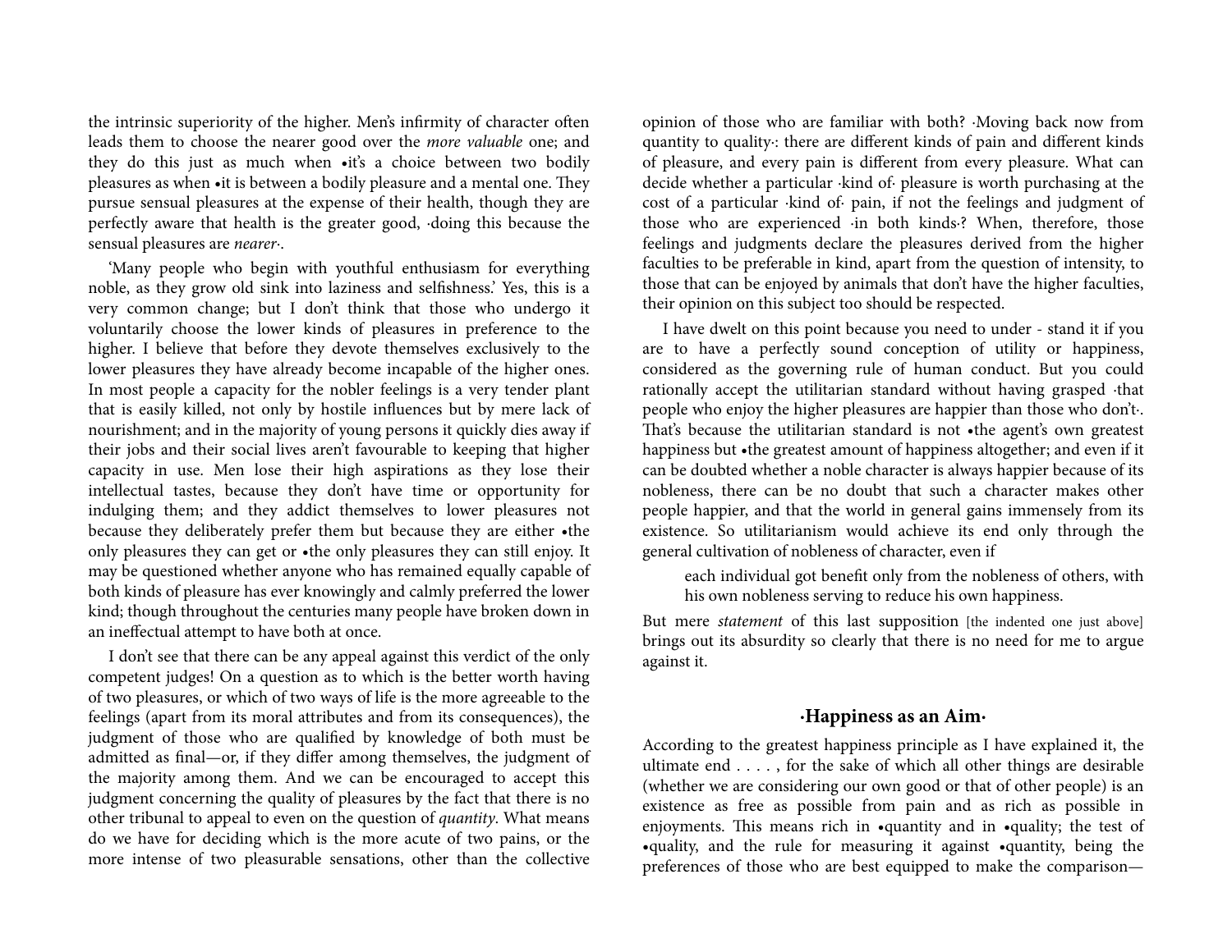the intrinsic superiority of the higher. Men's infirmity of character often leads them to choose the nearer good over the *more valuable* one; and they do this just as much when •it's a choice between two bodily pleasures as when •it is between a bodily pleasure and a mental one. They pursue sensual pleasures at the expense of their health, though they are perfectly aware that health is the greater good, ·doing this because the sensual pleasures are *nearer*·.

'Many people who begin with youthful enthusiasm for everything noble, as they grow old sink into laziness and selfishness.' Yes, this is a very common change; but I don't think that those who undergo it voluntarily choose the lower kinds of pleasures in preference to the higher. I believe that before they devote themselves exclusively to the lower pleasures they have already become incapable of the higher ones. In most people a capacity for the nobler feelings is a very tender plant that is easily killed, not only by hostile influences but by mere lack of nourishment; and in the majority of young persons it quickly dies away if their jobs and their social lives aren't favourable to keeping that higher capacity in use. Men lose their high aspirations as they lose their intellectual tastes, because they don't have time or opportunity for indulging them; and they addict themselves to lower pleasures not because they deliberately prefer them but because they are either •the only pleasures they can get or •the only pleasures they can still enjoy. It may be questioned whether anyone who has remained equally capable of both kinds of pleasure has ever knowingly and calmly preferred the lower kind; though throughout the centuries many people have broken down in an ineffectual attempt to have both at once.

I don't see that there can be any appeal against this verdict of the only competent judges! On a question as to which is the better worth having of two pleasures, or which of two ways of life is the more agreeable to the feelings (apart from its moral attributes and from its consequences), the judgment of those who are qualified by knowledge of both must be admitted as final—or, if they differ among themselves, the judgment of the majority among them. And we can be encouraged to accept this judgment concerning the quality of pleasures by the fact that there is no other tribunal to appeal to even on the question of *quantity*. What means do we have for deciding which is the more acute of two pains, or the more intense of two pleasurable sensations, other than the collective opinion of those who are familiar with both? ·Moving back now from quantity to quality·: there are different kinds of pain and different kinds of pleasure, and every pain is different from every pleasure. What can decide whether a particular ·kind of· pleasure is worth purchasing at the cost of a particular ·kind of· pain, if not the feelings and judgment of those who are experienced ·in both kinds·? When, therefore, those feelings and judgments declare the pleasures derived from the higher faculties to be preferable in kind, apart from the question of intensity, to those that can be enjoyed by animals that don't have the higher faculties, their opinion on this subject too should be respected.

I have dwelt on this point because you need to under - stand it if you are to have a perfectly sound conception of utility or happiness, considered as the governing rule of human conduct. But you could rationally accept the utilitarian standard without having grasped ·that people who enjoy the higher pleasures are happier than those who don't·. That's because the utilitarian standard is not •the agent's own greatest happiness but •the greatest amount of happiness altogether; and even if it can be doubted whether a noble character is always happier because of its nobleness, there can be no doubt that such a character makes other people happier, and that the world in general gains immensely from its existence. So utilitarianism would achieve its end only through the general cultivation of nobleness of character, even if

> each individual got benefit only from the nobleness of others, with his own nobleness serving to reduce his own happiness.

But mere *statement* of this last supposition [the indented one just above] brings out its absurdity so clearly that there is no need for me to argue against it.

### ·Happiness as an Aim·

According to the greatest happiness principle as I have explained it, the ultimate end . . . . , for the sake of which all other things are desirable (whether we are considering our own good or that of other people) is an existence as free as possible from pain and as rich as possible in enjoyments. This means rich in •quantity and in •quality; the test of •quality, and the rule for measuring it against •quantity, being the preferences of those who are best equipped to make the comparison—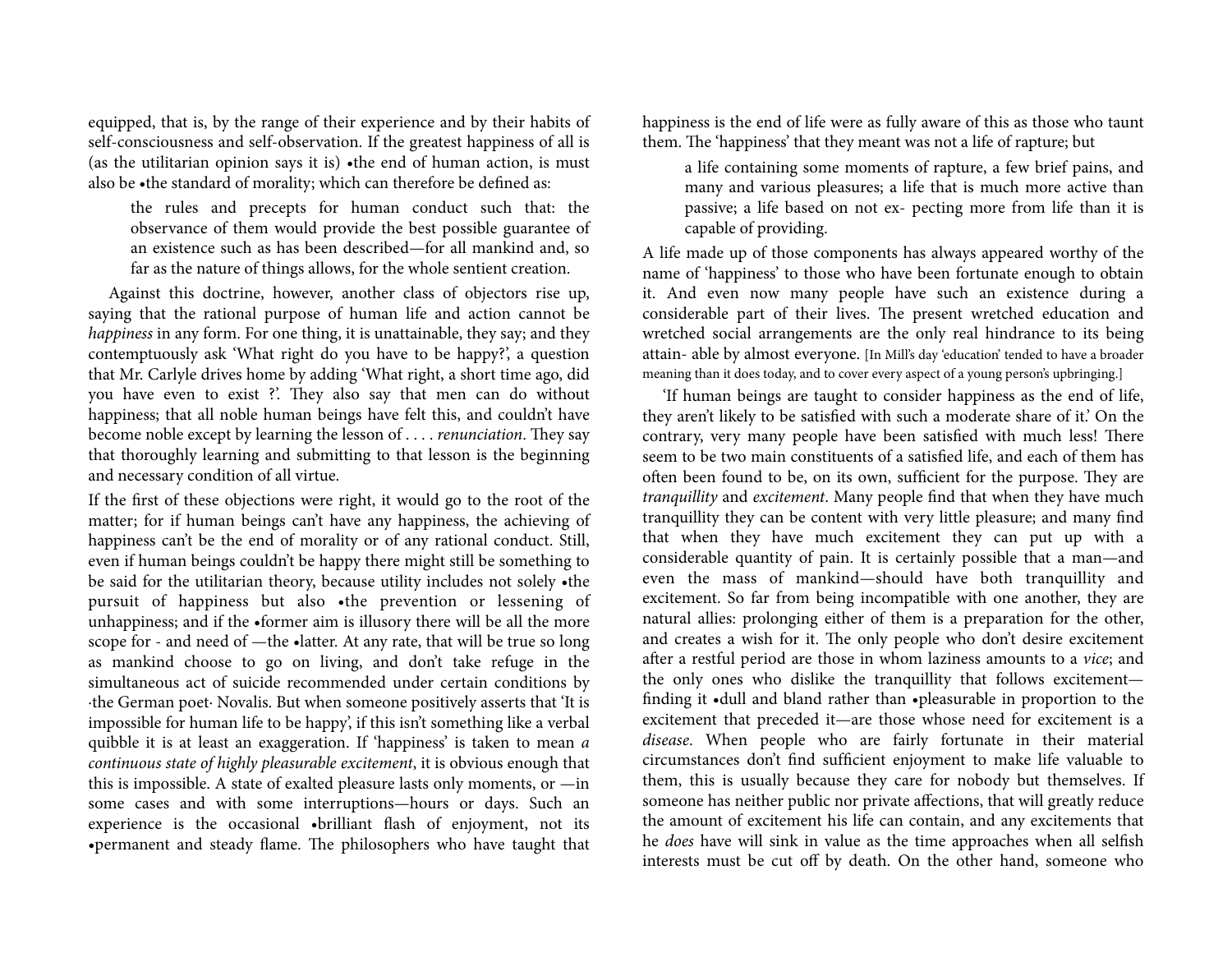equipped, that is, by the range of their experience and by their habits of self-consciousness and self-observation. If the greatest happiness of all is (as the utilitarian opinion says it is) •the end of human action, is must also be •the standard of morality; which can therefore be defined as:

> the rules and precepts for human conduct such that: the observance of them would provide the best possible guarantee of an existence such as has been described—for all mankind and, so far as the nature of things allows, for the whole sentient creation.

Against this doctrine, however, another class of objectors rise up, saying that the rational purpose of human life and action cannot be *happiness* in any form. For one thing, it is unattainable, they say; and they contemptuously ask 'What right do you have to be happy?', a question that Mr. Carlyle drives home by adding 'What right, a short time ago, did you have even to exist ?'. They also say that men can do without happiness; that all noble human beings have felt this, and couldn't have become noble except by learning the lesson of . . . . *renunciation*. They say that thoroughly learning and submitting to that lesson is the beginning and necessary condition of all virtue.

If the first of these objections were right, it would go to the root of the matter; for if human beings can't have any happiness, the achieving of happiness can't be the end of morality or of any rational conduct. Still, even if human beings couldn't be happy there might still be something to be said for the utilitarian theory, because utility includes not solely •the pursuit of happiness but also •the prevention or lessening of unhappiness; and if the •former aim is illusory there will be all the more scope for - and need of —the •latter. At any rate, that will be true so long as mankind choose to go on living, and don't take refuge in the simultaneous act of suicide recommended under certain conditions by ·the German poet· Novalis. But when someone positively asserts that 'It is impossible for human life to be happy', if this isn't something like a verbal quibble it is at least an exaggeration. If 'happiness' is taken to mean *a continuous state of highly pleasurable excitement*, it is obvious enough that this is impossible. A state of exalted pleasure lasts only moments, or —in some cases and with some interruptions—hours or days. Such an experience is the occasional •brilliant flash of enjoyment, not its •permanent and steady flame. The philosophers who have taught that happiness is the end of life were as fully aware of this as those who taunt them. The 'happiness' that they meant was not a life of rapture; but

> a life containing some moments of rapture, a few brief pains, and many and various pleasures; a life that is much more active than passive; a life based on not ex- pecting more from life than it is capable of providing.

A life made up of those components has always appeared worthy of the name of 'happiness' to those who have been fortunate enough to obtain it. And even now many people have such an existence during a considerable part of their lives. The present wretched education and wretched social arrangements are the only real hindrance to its being attain- able by almost everyone. [In Mill's day 'education' tended to have a broader meaning than it does today, and to cover every aspect of a young person's upbringing.]

'If human beings are taught to consider happiness as the end of life, they aren't likely to be satisfied with such a moderate share of it.' On the contrary, very many people have been satisfied with much less! There seem to be two main constituents of a satisfied life, and each of them has often been found to be, on its own, sufficient for the purpose. They are *tranquillity* and *excitement*. Many people find that when they have much tranquillity they can be content with very little pleasure; and many find that when they have much excitement they can put up with a considerable quantity of pain. It is certainly possible that a man—and even the mass of mankind—should have both tranquillity and excitement. So far from being incompatible with one another, they are natural allies: prolonging either of them is a preparation for the other, and creates a wish for it. The only people who don't desire excitement after a restful period are those in whom laziness amounts to a *vice*; and the only ones who dislike the tranquillity that follows excitement—finding it •dull and bland rather than •pleasurable in proportion to the excitement that preceded it—are those whose need for excitement is a *disease*. When people who are fairly fortunate in their material circumstances don't find sufficient enjoyment to make life valuable to them, this is usually because they care for nobody but themselves. If someone has neither public nor private affections, that will greatly reduce the amount of excitement his life can contain, and any excitements that he *does* have will sink in value as the time approaches when all selfish interests must be cut off by death. On the other hand, someone who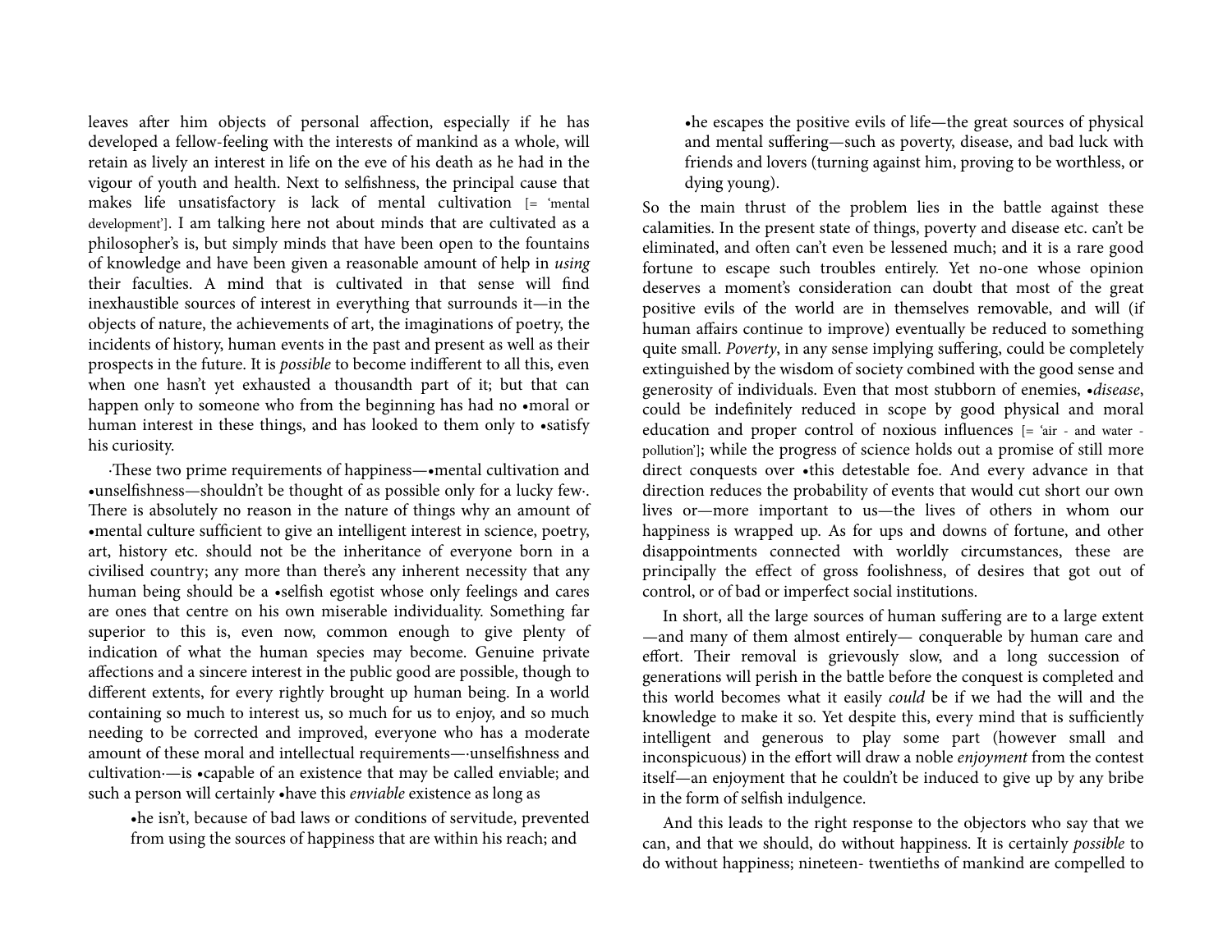leaves after him objects of personal affection, especially if he has developed a fellow-feeling with the interests of mankind as a whole, will retain as lively an interest in life on the eve of his death as he had in the vigour of youth and health. Next to selfishness, the principal cause that makes life unsatisfactory is lack of mental cultivation [= 'mental development']. I am talking here not about minds that are cultivated as a philosopher's is, but simply minds that have been open to the fountains of knowledge and have been given a reasonable amount of help in *using* their faculties. A mind that is cultivated in that sense will find inexhaustible sources of interest in everything that surrounds it—in the objects of nature, the achievements of art, the imaginations of poetry, the incidents of history, human events in the past and present as well as their prospects in the future. It is *possible* to become indifferent to all this, even when one hasn't yet exhausted a thousandth part of it; but that can happen only to someone who from the beginning has had no •moral or human interest in these things, and has looked to them only to •satisfy his curiosity.

·These two prime requirements of happiness—•mental cultivation and •unselfishness—shouldn't be thought of as possible only for a lucky few·. There is absolutely no reason in the nature of things why an amount of •mental culture sufficient to give an intelligent interest in science, poetry, art, history etc. should not be the inheritance of everyone born in a civilised country; any more than there's any inherent necessity that any human being should be a •selfish egotist whose only feelings and cares are ones that centre on his own miserable individuality. Something far superior to this is, even now, common enough to give plenty of indication of what the human species may become. Genuine private affections and a sincere interest in the public good are possible, though to different extents, for every rightly brought up human being. In a world containing so much to interest us, so much for us to enjoy, and so much needing to be corrected and improved, everyone who has a moderate amount of these moral and intellectual requirements—·unselfishness and cultivation·—is •capable of an existence that may be called enviable; and such a person will certainly •have this *enviable* existence as long as

> •he isn't, because of bad laws or conditions of servitude, prevented from using the sources of happiness that are within his reach; and
>
> •he escapes the positive evils of life—the great sources of physical and mental suffering—such as poverty, disease, and bad luck with friends and lovers (turning against him, proving to be worthless, or dying young).

So the main thrust of the problem lies in the battle against these calamities. In the present state of things, poverty and disease etc. can't be eliminated, and often can't even be lessened much; and it is a rare good fortune to escape such troubles entirely. Yet no-one whose opinion deserves a moment's consideration can doubt that most of the great positive evils of the world are in themselves removable, and will (if human affairs continue to improve) eventually be reduced to something quite small. *Poverty*, in any sense implying suffering, could be completely extinguished by the wisdom of society combined with the good sense and generosity of individuals. Even that most stubborn of enemies, •*disease*, could be indefinitely reduced in scope by good physical and moral education and proper control of noxious influences [= 'air - and water - pollution']; while the progress of science holds out a promise of still more direct conquests over •this detestable foe. And every advance in that direction reduces the probability of events that would cut short our own lives or—more important to us—the lives of others in whom our happiness is wrapped up. As for ups and downs of fortune, and other disappointments connected with worldly circumstances, these are principally the effect of gross foolishness, of desires that got out of control, or of bad or imperfect social institutions.

In short, all the large sources of human suffering are to a large extent—and many of them almost entirely— conquerable by human care and effort. Their removal is grievously slow, and a long succession of generations will perish in the battle before the conquest is completed and this world becomes what it easily *could* be if we had the will and the knowledge to make it so. Yet despite this, every mind that is sufficiently intelligent and generous to play some part (however small and inconspicuous) in the effort will draw a noble *enjoyment* from the contest itself—an enjoyment that he couldn't be induced to give up by any bribe in the form of selfish indulgence.

And this leads to the right response to the objectors who say that we can, and that we should, do without happiness. It is certainly *possible* to do without happiness; nineteen- twentieths of mankind are compelled to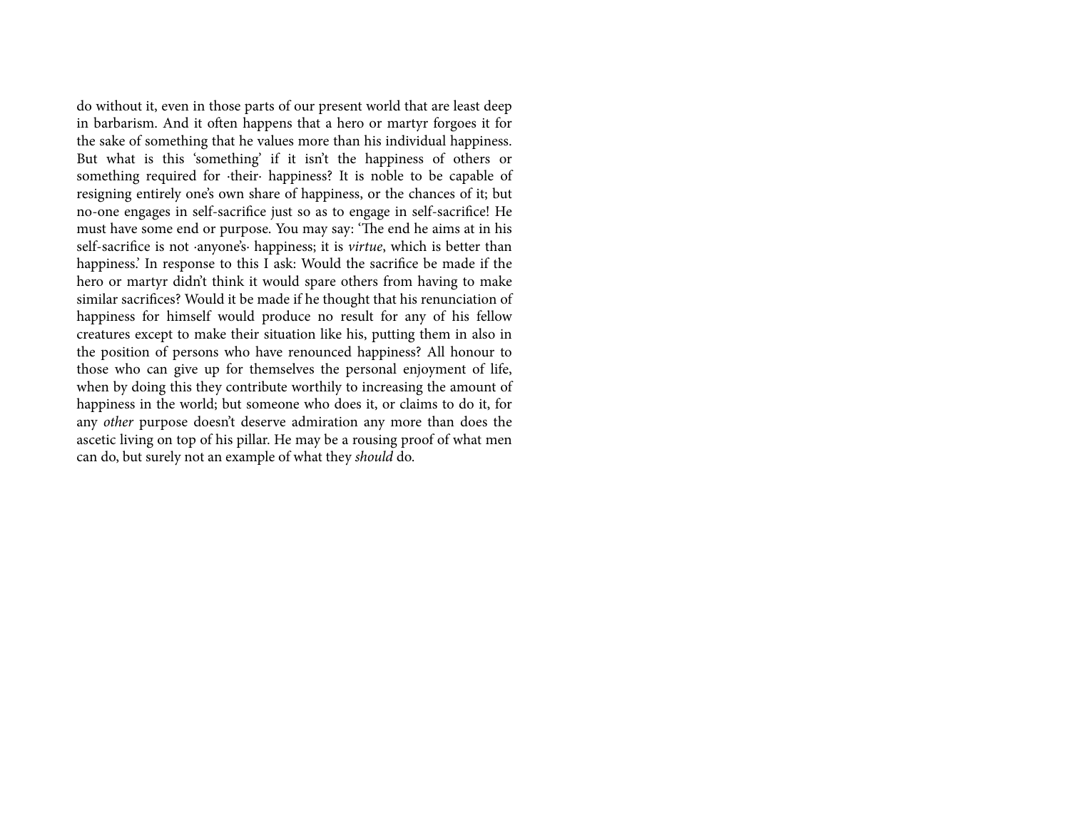do without it, even in those parts of our present world that are least deep in barbarism. And it often happens that a hero or martyr forgoes it for the sake of something that he values more than his individual happiness. But what is this 'something' if it isn't the happiness of others or something required for ·their· happiness? It is noble to be capable of resigning entirely one's own share of happiness, or the chances of it; but no-one engages in self-sacrifice just so as to engage in self-sacrifice! He must have some end or purpose. You may say: 'The end he aims at in his self-sacrifice is not ·anyone's· happiness; it is *virtue*, which is better than happiness.' In response to this I ask: Would the sacrifice be made if the hero or martyr didn't think it would spare others from having to make similar sacrifices? Would it be made if he thought that his renunciation of happiness for himself would produce no result for any of his fellow creatures except to make their situation like his, putting them in also in the position of persons who have renounced happiness? All honour to those who can give up for themselves the personal enjoyment of life, when by doing this they contribute worthily to increasing the amount of happiness in the world; but someone who does it, or claims to do it, for any *other* purpose doesn't deserve admiration any more than does the ascetic living on top of his pillar. He may be a rousing proof of what men can do, but surely not an example of what they *should* do.